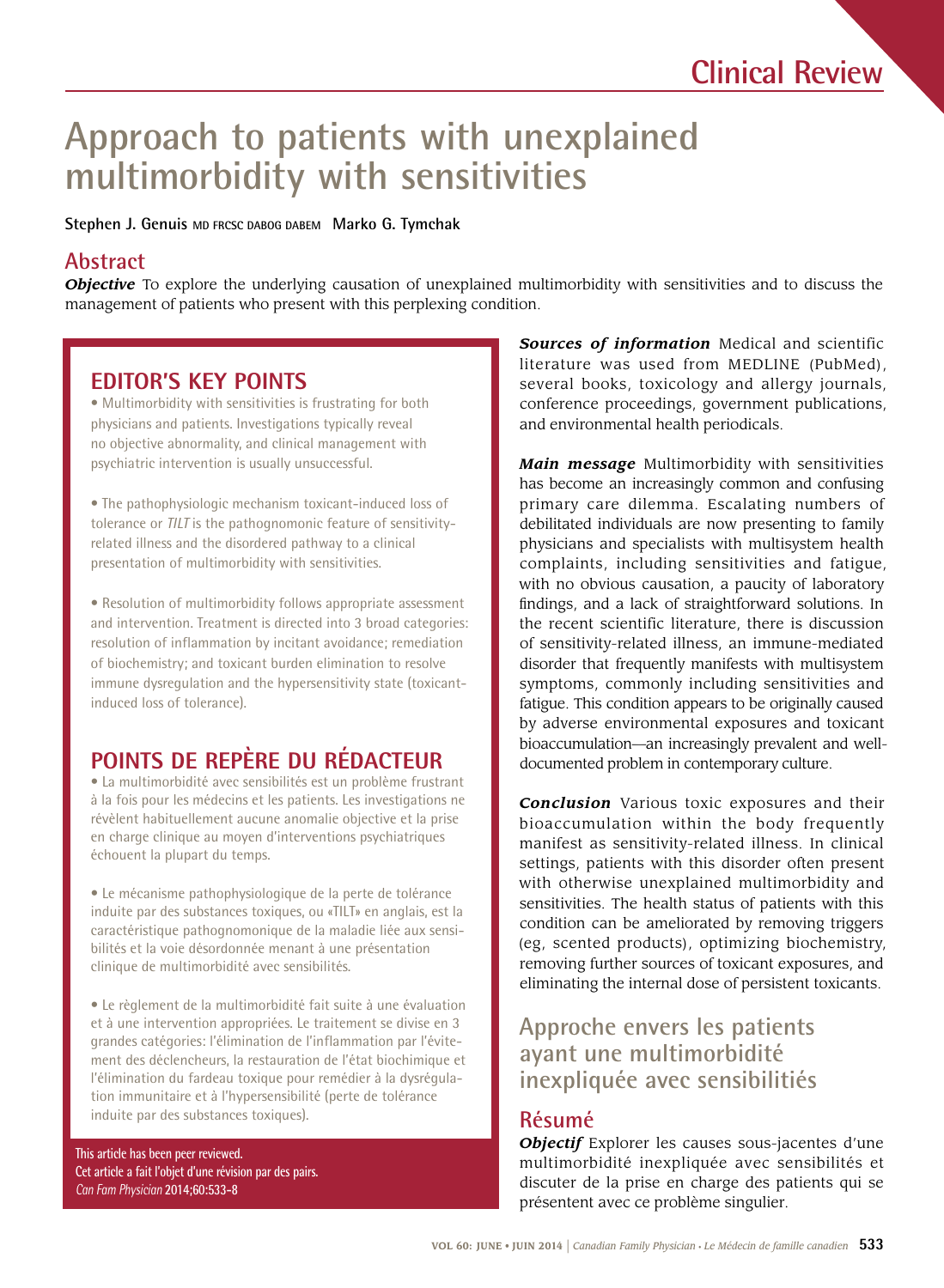Clinical Review

# Approach to patients with unexplained multimorbidity with sensitivities

**Stephen J. Genuis** MD FRCSC DABOG DABEM **Marko G. Tymchak**

## Abstract

***Objective*** To explore the underlying causation of unexplained multimorbidity with sensitivities and to discuss the management of patients who present with this perplexing condition.

***Sources of information*** Medical and scientific literature was used from MEDLINE (PubMed), several books, toxicology and allergy journals, conference proceedings, government publications, and environmental health periodicals.

***Main message*** Multimorbidity with sensitivities has become an increasingly common and confusing primary care dilemma. Escalating numbers of debilitated individuals are now presenting to family physicians and specialists with multisystem health complaints, including sensitivities and fatigue, with no obvious causation, a paucity of laboratory findings, and a lack of straightforward solutions. In the recent scientific literature, there is discussion of sensitivity-related illness, an immune-mediated disorder that frequently manifests with multisystem symptoms, commonly including sensitivities and fatigue. This condition appears to be originally caused by adverse environmental exposures and toxicant bioaccumulation—an increasingly prevalent and well-documented problem in contemporary culture.

***Conclusion*** Various toxic exposures and their bioaccumulation within the body frequently manifest as sensitivity-related illness. In clinical settings, patients with this disorder often present with otherwise unexplained multimorbidity and sensitivities. The health status of patients with this condition can be ameliorated by removing triggers (eg, scented products), optimizing biochemistry, removing further sources of toxicant exposures, and eliminating the internal dose of persistent toxicants.

## EDITOR'S KEY POINTS

- Multimorbidity with sensitivities is frustrating for both physicians and patients. Investigations typically reveal no objective abnormality, and clinical management with psychiatric intervention is usually unsuccessful.

- The pathophysiologic mechanism toxicant-induced loss of tolerance or *TILT* is the pathognomonic feature of sensitivity-related illness and the disordered pathway to a clinical presentation of multimorbidity with sensitivities.

- Resolution of multimorbidity follows appropriate assessment and intervention. Treatment is directed into 3 broad categories: resolution of inflammation by incitant avoidance; remediation of biochemistry; and toxicant burden elimination to resolve immune dysregulation and the hypersensitivity state (toxicant-induced loss of tolerance).

## POINTS DE REPÈRE DU RÉDACTEUR

- La multimorbidité avec sensibilités est un problème frustrant à la fois pour les médecins et les patients. Les investigations ne révèlent habituellement aucune anomalie objective et la prise en charge clinique au moyen d'interventions psychiatriques échouent la plupart du temps.

- Le mécanisme pathophysiologique de la perte de tolérance induite par des substances toxiques, ou «TILT» en anglais, est la caractéristique pathognomonique de la maladie liée aux sensibilités et la voie désordonnée menant à une présentation clinique de multimorbidité avec sensibilités.

- Le règlement de la multimorbidité fait suite à une évaluation et à une intervention appropriées. Le traitement se divise en 3 grandes catégories: l'élimination de l'inflammation par l'évitement des déclencheurs, la restauration de l'état biochimique et l'élimination du fardeau toxique pour remédier à la dysrégulation immunitaire et à l'hypersensibilité (perte de tolérance induite par des substances toxiques).

This article has been peer reviewed.
Cet article a fait l'objet d'une révision par des pairs.
*Can Fam Physician* 2014;60:533-8

## Approche envers les patients ayant une multimorbidité inexpliquée avec sensibilitiés

## Résumé

***Objectif*** Explorer les causes sous-jacentes d'une multimorbidité inexpliquée avec sensibilités et discuter de la prise en charge des patients qui se présentent avec ce problème singulier.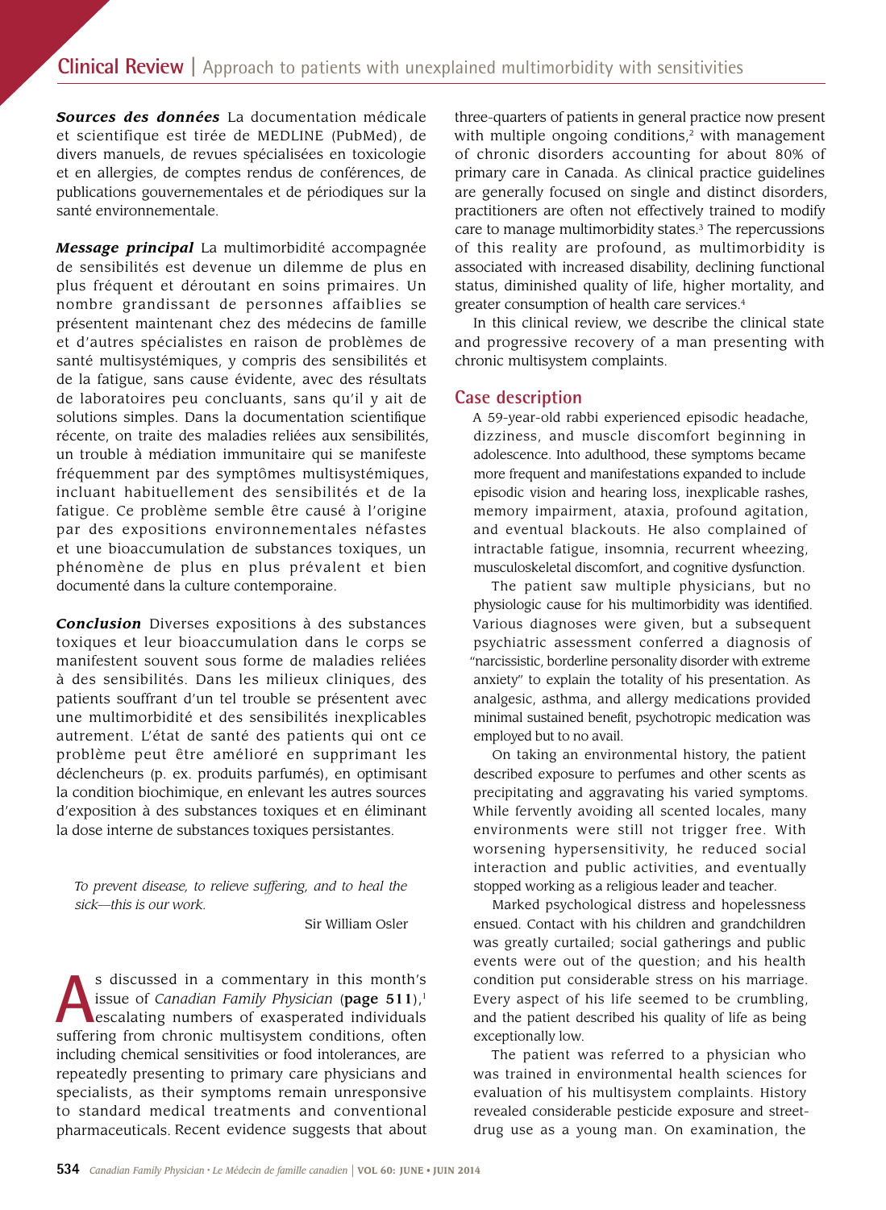***Sources des données*** La documentation médicale et scientifique est tirée de MEDLINE (PubMed), de divers manuels, de revues spécialisées en toxicologie et en allergies, de comptes rendus de conférences, de publications gouvernementales et de périodiques sur la santé environnementale.

***Message principal*** La multimorbidité accompagnée de sensibilités est devenue un dilemme de plus en plus fréquent et déroutant en soins primaires. Un nombre grandissant de personnes affaiblies se présentent maintenant chez des médecins de famille et d'autres spécialistes en raison de problèmes de santé multisystémiques, y compris des sensibilités et de la fatigue, sans cause évidente, avec des résultats de laboratoires peu concluants, sans qu'il y ait de solutions simples. Dans la documentation scientifique récente, on traite des maladies reliées aux sensibilités, un trouble à médiation immunitaire qui se manifeste fréquemment par des symptômes multisystémiques, incluant habituellement des sensibilités et de la fatigue. Ce problème semble être causé à l'origine par des expositions environnementales néfastes et une bioaccumulation de substances toxiques, un phénomène de plus en plus prévalent et bien documenté dans la culture contemporaine.

***Conclusion*** Diverses expositions à des substances toxiques et leur bioaccumulation dans le corps se manifestent souvent sous forme de maladies reliées à des sensibilités. Dans les milieux cliniques, des patients souffrant d'un tel trouble se présentent avec une multimorbidité et des sensibilités inexplicables autrement. L'état de santé des patients qui ont ce problème peut être amélioré en supprimant les déclencheurs (p. ex. produits parfumés), en optimisant la condition biochimique, en enlevant les autres sources d'exposition à des substances toxiques et en éliminant la dose interne de substances toxiques persistantes.

> *To prevent disease, to relieve suffering, and to heal the sick—this is our work.*
>
> Sir William Osler

As discussed in a commentary in this month's issue of *Canadian Family Physician* (**page 511**),[1] escalating numbers of exasperated individuals suffering from chronic multisystem conditions, often including chemical sensitivities or food intolerances, are repeatedly presenting to primary care physicians and specialists, as their symptoms remain unresponsive to standard medical treatments and conventional pharmaceuticals. Recent evidence suggests that about three-quarters of patients in general practice now present with multiple ongoing conditions,[2] with management of chronic disorders accounting for about 80% of primary care in Canada. As clinical practice guidelines are generally focused on single and distinct disorders, practitioners are often not effectively trained to modify care to manage multimorbidity states.[3] The repercussions of this reality are profound, as multimorbidity is associated with increased disability, declining functional status, diminished quality of life, higher mortality, and greater consumption of health care services.[4]

In this clinical review, we describe the clinical state and progressive recovery of a man presenting with chronic multisystem complaints.

## Case description

A 59-year-old rabbi experienced episodic headache, dizziness, and muscle discomfort beginning in adolescence. Into adulthood, these symptoms became more frequent and manifestations expanded to include episodic vision and hearing loss, inexplicable rashes, memory impairment, ataxia, profound agitation, and eventual blackouts. He also complained of intractable fatigue, insomnia, recurrent wheezing, musculoskeletal discomfort, and cognitive dysfunction.

The patient saw multiple physicians, but no physiologic cause for his multimorbidity was identified. Various diagnoses were given, but a subsequent psychiatric assessment conferred a diagnosis of "narcissistic, borderline personality disorder with extreme anxiety" to explain the totality of his presentation. As analgesic, asthma, and allergy medications provided minimal sustained benefit, psychotropic medication was employed but to no avail.

On taking an environmental history, the patient described exposure to perfumes and other scents as precipitating and aggravating his varied symptoms. While fervently avoiding all scented locales, many environments were still not trigger free. With worsening hypersensitivity, he reduced social interaction and public activities, and eventually stopped working as a religious leader and teacher.

Marked psychological distress and hopelessness ensued. Contact with his children and grandchildren was greatly curtailed; social gatherings and public events were out of the question; and his health condition put considerable stress on his marriage. Every aspect of his life seemed to be crumbling, and the patient described his quality of life as being exceptionally low.

The patient was referred to a physician who was trained in environmental health sciences for evaluation of his multisystem complaints. History revealed considerable pesticide exposure and street-drug use as a young man. On examination, the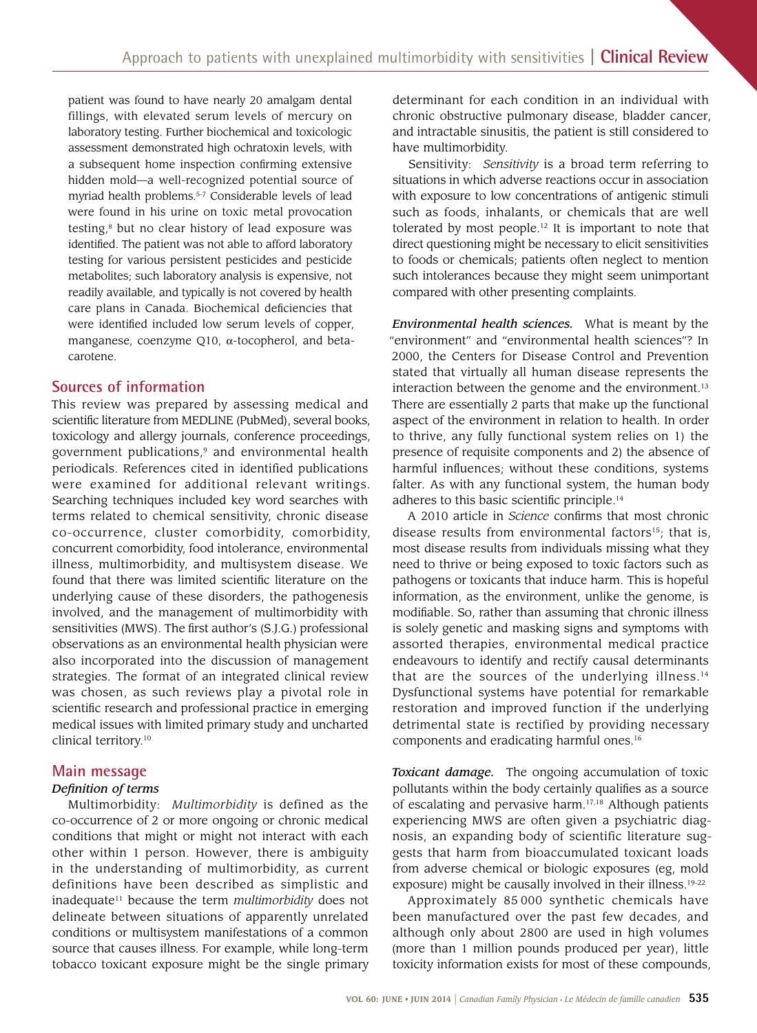patient was found to have nearly 20 amalgam dental fillings, with elevated serum levels of mercury on laboratory testing. Further biochemical and toxicologic assessment demonstrated high ochratoxin levels, with a subsequent home inspection confirming extensive hidden mold—a well-recognized potential source of myriad health problems.[5-7] Considerable levels of lead were found in his urine on toxic metal provocation testing,[8] but no clear history of lead exposure was identified. The patient was not able to afford laboratory testing for various persistent pesticides and pesticide metabolites; such laboratory analysis is expensive, not readily available, and typically is not covered by health care plans in Canada. Biochemical deficiencies that were identified included low serum levels of copper, manganese, coenzyme Q10, α-tocopherol, and beta-carotene.

## Sources of information

This review was prepared by assessing medical and scientific literature from MEDLINE (PubMed), several books, toxicology and allergy journals, conference proceedings, government publications,[9] and environmental health periodicals. References cited in identified publications were examined for additional relevant writings. Searching techniques included key word searches with terms related to chemical sensitivity, chronic disease co-occurrence, cluster comorbidity, comorbidity, concurrent comorbidity, food intolerance, environmental illness, multimorbidity, and multisystem disease. We found that there was limited scientific literature on the underlying cause of these disorders, the pathogenesis involved, and the management of multimorbidity with sensitivities (MWS). The first author's (S.J.G.) professional observations as an environmental health physician were also incorporated into the discussion of management strategies. The format of an integrated clinical review was chosen, as such reviews play a pivotal role in scientific research and professional practice in emerging medical issues with limited primary study and uncharted clinical territory.[10]

## Main message

### *Definition of terms*

Multimorbidity: *Multimorbidity* is defined as the co-occurrence of 2 or more ongoing or chronic medical conditions that might or might not interact with each other within 1 person. However, there is ambiguity in the understanding of multimorbidity, as current definitions have been described as simplistic and inadequate[11] because the term *multimorbidity* does not delineate between situations of apparently unrelated conditions or multisystem manifestations of a common source that causes illness. For example, while long-term tobacco toxicant exposure might be the single primary determinant for each condition in an individual with chronic obstructive pulmonary disease, bladder cancer, and intractable sinusitis, the patient is still considered to have multimorbidity.

Sensitivity: *Sensitivity* is a broad term referring to situations in which adverse reactions occur in association with exposure to low concentrations of antigenic stimuli such as foods, inhalants, or chemicals that are well tolerated by most people.[12] It is important to note that direct questioning might be necessary to elicit sensitivities to foods or chemicals; patients often neglect to mention such intolerances because they might seem unimportant compared with other presenting complaints.

***Environmental health sciences.*** What is meant by the "environment" and "environmental health sciences"? In 2000, the Centers for Disease Control and Prevention stated that virtually all human disease represents the interaction between the genome and the environment.[13] There are essentially 2 parts that make up the functional aspect of the environment in relation to health. In order to thrive, any fully functional system relies on 1) the presence of requisite components and 2) the absence of harmful influences; without these conditions, systems falter. As with any functional system, the human body adheres to this basic scientific principle.[14]

A 2010 article in *Science* confirms that most chronic disease results from environmental factors[15]; that is, most disease results from individuals missing what they need to thrive or being exposed to toxic factors such as pathogens or toxicants that induce harm. This is hopeful information, as the environment, unlike the genome, is modifiable. So, rather than assuming that chronic illness is solely genetic and masking signs and symptoms with assorted therapies, environmental medical practice endeavours to identify and rectify causal determinants that are the sources of the underlying illness.[14] Dysfunctional systems have potential for remarkable restoration and improved function if the underlying detrimental state is rectified by providing necessary components and eradicating harmful ones.[16]

***Toxicant damage.*** The ongoing accumulation of toxic pollutants within the body certainly qualifies as a source of escalating and pervasive harm.[17,18] Although patients experiencing MWS are often given a psychiatric diagnosis, an expanding body of scientific literature suggests that harm from bioaccumulated toxicant loads from adverse chemical or biologic exposures (eg, mold exposure) might be causally involved in their illness.[19-22]

Approximately 85 000 synthetic chemicals have been manufactured over the past few decades, and although only about 2800 are used in high volumes (more than 1 million pounds produced per year), little toxicity information exists for most of these compounds,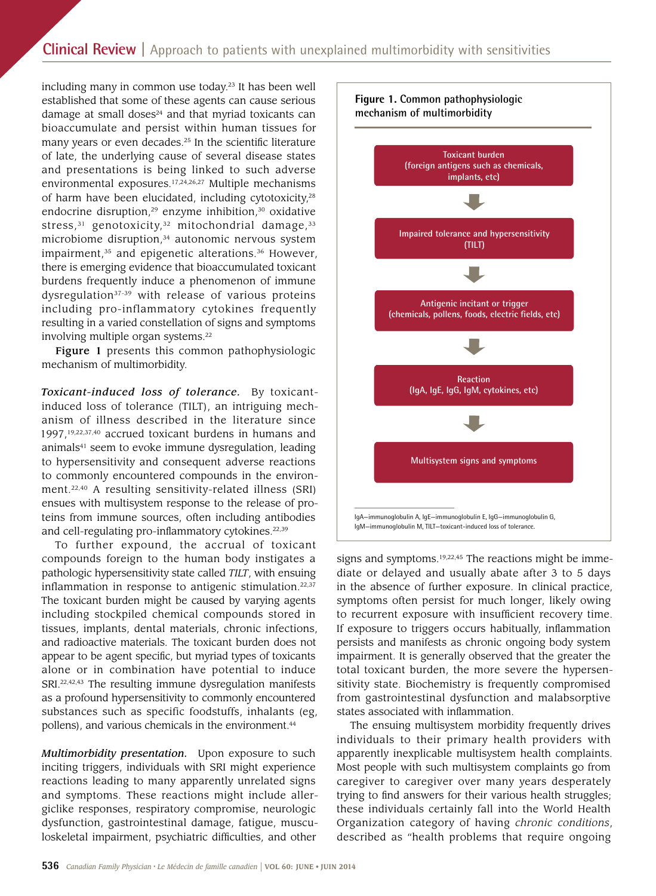including many in common use today.[23] It has been well established that some of these agents can cause serious damage at small doses[24] and that myriad toxicants can bioaccumulate and persist within human tissues for many years or even decades.[25] In the scientific literature of late, the underlying cause of several disease states and presentations is being linked to such adverse environmental exposures.[17,24,26,27] Multiple mechanisms of harm have been elucidated, including cytotoxicity,[28] endocrine disruption,[29] enzyme inhibition,[30] oxidative stress,[31] genotoxicity,[32] mitochondrial damage,[33] microbiome disruption,[34] autonomic nervous system impairment,[35] and epigenetic alterations.[36] However, there is emerging evidence that bioaccumulated toxicant burdens frequently induce a phenomenon of immune dysregulation[37-39] with release of various proteins including pro-inflammatory cytokines frequently resulting in a varied constellation of signs and symptoms involving multiple organ systems.[22]

**Figure 1** presents this common pathophysiologic mechanism of multimorbidity.

**Figure 1. Common pathophysiologic mechanism of multimorbidity**

Toxicant burden (foreign antigens such as chemicals, implants, etc)

↓

Impaired tolerance and hypersensitivity (TILT)

↓

Antigenic incitant or trigger (chemicals, pollens, foods, electric fields, etc)

↓

Reaction (IgA, IgE, IgG, IgM, cytokines, etc)

↓

Multisystem signs and symptoms

IgA—immunoglobulin A, IgE—immunoglobulin E, IgG—immunoglobulin G, IgM—immunoglobulin M, TILT—toxicant-induced loss of tolerance.

***Toxicant-induced loss of tolerance.*** By toxicant-induced loss of tolerance (TILT), an intriguing mechanism of illness described in the literature since 1997,[19,22,37,40] accrued toxicant burdens in humans and animals[41] seem to evoke immune dysregulation, leading to hypersensitivity and consequent adverse reactions to commonly encountered compounds in the environment.[22,40] A resulting sensitivity-related illness (SRI) ensues with multisystem response to the release of proteins from immune sources, often including antibodies and cell-regulating pro-inflammatory cytokines.[22,39]

To further expound, the accrual of toxicant compounds foreign to the human body instigates a pathologic hypersensitivity state called *TILT*, with ensuing inflammation in response to antigenic stimulation.[22,37] The toxicant burden might be caused by varying agents including stockpiled chemical compounds stored in tissues, implants, dental materials, chronic infections, and radioactive materials. The toxicant burden does not appear to be agent specific, but myriad types of toxicants alone or in combination have potential to induce SRI.[22,42,43] The resulting immune dysregulation manifests as a profound hypersensitivity to commonly encountered substances such as specific foodstuffs, inhalants (eg, pollens), and various chemicals in the environment.[44]

***Multimorbidity presentation.*** Upon exposure to such inciting triggers, individuals with SRI might experience reactions leading to many apparently unrelated signs and symptoms. These reactions might include allergiclike responses, respiratory compromise, neurologic dysfunction, gastrointestinal damage, fatigue, musculoskeletal impairment, psychiatric difficulties, and other signs and symptoms.[19,22,45] The reactions might be immediate or delayed and usually abate after 3 to 5 days in the absence of further exposure. In clinical practice, symptoms often persist for much longer, likely owing to recurrent exposure with insufficient recovery time. If exposure to triggers occurs habitually, inflammation persists and manifests as chronic ongoing body system impairment. It is generally observed that the greater the total toxicant burden, the more severe the hypersensitivity state. Biochemistry is frequently compromised from gastrointestinal dysfunction and malabsorptive states associated with inflammation.

The ensuing multisystem morbidity frequently drives individuals to their primary health providers with apparently inexplicable multisystem health complaints. Most people with such multisystem complaints go from caregiver to caregiver over many years desperately trying to find answers for their various health struggles; these individuals certainly fall into the World Health Organization category of having *chronic conditions*, described as "health problems that require ongoing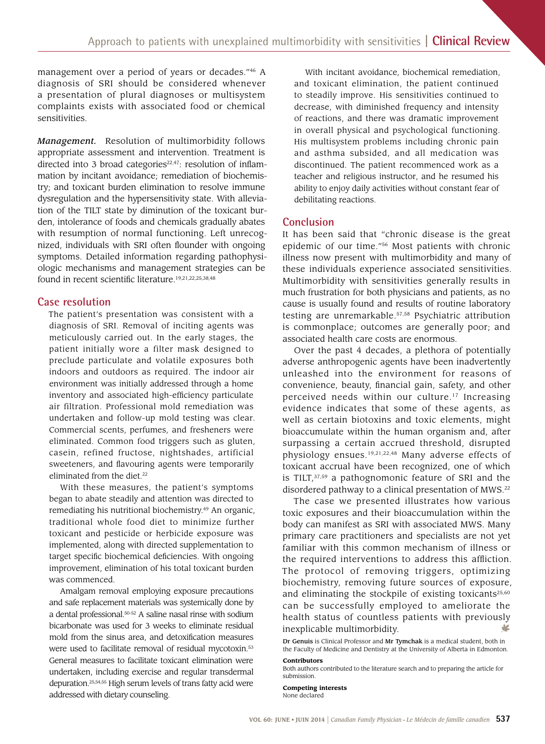management over a period of years or decades."[46] A diagnosis of SRI should be considered whenever a presentation of plural diagnoses or multisystem complaints exists with associated food or chemical sensitivities.

***Management.*** Resolution of multimorbidity follows appropriate assessment and intervention. Treatment is directed into 3 broad categories[22,47]: resolution of inflammation by incitant avoidance; remediation of biochemistry; and toxicant burden elimination to resolve immune dysregulation and the hypersensitivity state. With alleviation of the TILT state by diminution of the toxicant burden, intolerance of foods and chemicals gradually abates with resumption of normal functioning. Left unrecognized, individuals with SRI often flounder with ongoing symptoms. Detailed information regarding pathophysiologic mechanisms and management strategies can be found in recent scientific literature.[19,21,22,25,38,48]

## Case resolution

The patient's presentation was consistent with a diagnosis of SRI. Removal of inciting agents was meticulously carried out. In the early stages, the patient initially wore a filter mask designed to preclude particulate and volatile exposures both indoors and outdoors as required. The indoor air environment was initially addressed through a home inventory and associated high-efficiency particulate air filtration. Professional mold remediation was undertaken and follow-up mold testing was clear. Commercial scents, perfumes, and fresheners were eliminated. Common food triggers such as gluten, casein, refined fructose, nightshades, artificial sweeteners, and flavouring agents were temporarily eliminated from the diet.[22]

With these measures, the patient's symptoms began to abate steadily and attention was directed to remediating his nutritional biochemistry.[49] An organic, traditional whole food diet to minimize further toxicant and pesticide or herbicide exposure was implemented, along with directed supplementation to target specific biochemical deficiencies. With ongoing improvement, elimination of his total toxicant burden was commenced.

Amalgam removal employing exposure precautions and safe replacement materials was systemically done by a dental professional.[50-52] A saline nasal rinse with sodium bicarbonate was used for 3 weeks to eliminate residual mold from the sinus area, and detoxification measures were used to facilitate removal of residual mycotoxin.[53] General measures to facilitate toxicant elimination were undertaken, including exercise and regular transdermal depuration.[25,54,55] High serum levels of trans fatty acid were addressed with dietary counseling.

With incitant avoidance, biochemical remediation, and toxicant elimination, the patient continued to steadily improve. His sensitivities continued to decrease, with diminished frequency and intensity of reactions, and there was dramatic improvement in overall physical and psychological functioning. His multisystem problems including chronic pain and asthma subsided, and all medication was discontinued. The patient recommenced work as a teacher and religious instructor, and he resumed his ability to enjoy daily activities without constant fear of debilitating reactions.

## Conclusion

It has been said that "chronic disease is the great epidemic of our time."[56] Most patients with chronic illness now present with multimorbidity and many of these individuals experience associated sensitivities. Multimorbidity with sensitivities generally results in much frustration for both physicians and patients, as no cause is usually found and results of routine laboratory testing are unremarkable.[57,58] Psychiatric attribution is commonplace; outcomes are generally poor; and associated health care costs are enormous.

Over the past 4 decades, a plethora of potentially adverse anthropogenic agents have been inadvertently unleashed into the environment for reasons of convenience, beauty, financial gain, safety, and other perceived needs within our culture.[17] Increasing evidence indicates that some of these agents, as well as certain biotoxins and toxic elements, might bioaccumulate within the human organism and, after surpassing a certain accrued threshold, disrupted physiology ensues.[19,21,22,48] Many adverse effects of toxicant accrual have been recognized, one of which is TILT,[37,59] a pathognomonic feature of SRI and the disordered pathway to a clinical presentation of MWS.[22]

The case we presented illustrates how various toxic exposures and their bioaccumulation within the body can manifest as SRI with associated MWS. Many primary care practitioners and specialists are not yet familiar with this common mechanism of illness or the required interventions to address this affliction. The protocol of removing triggers, optimizing biochemistry, removing future sources of exposure, and eliminating the stockpile of existing toxicants[25,60] can be successfully employed to ameliorate the health status of countless patients with previously inexplicable multimorbidity.

**Dr Genuis** is Clinical Professor and **Mr Tymchak** is a medical student, both in the Faculty of Medicine and Dentistry at the University of Alberta in Edmonton.

**Contributors**

Both authors contributed to the literature search and to preparing the article for submission.

**Competing interests**

None declared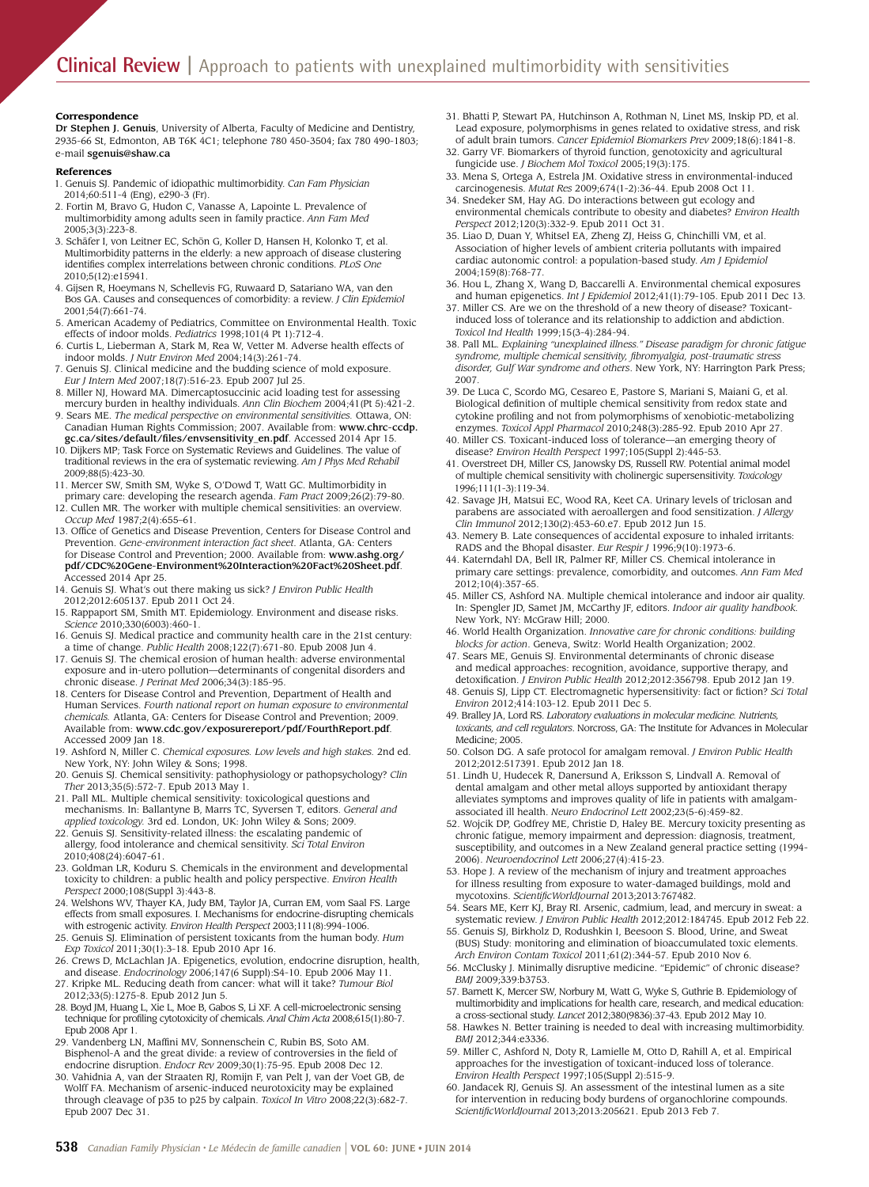## Correspondence

**Dr Stephen J. Genuis**, University of Alberta, Faculty of Medicine and Dentistry, 2935-66 St, Edmonton, AB T6K 4C1; telephone 780 450-3504; fax 780 490-1803; e-mail **sgenuis@shaw.ca**

## References

1. Genuis SJ. Pandemic of idiopathic multimorbidity. *Can Fam Physician* 2014;60:511-4 (Eng), e290-3 (Fr).
2. Fortin M, Bravo G, Hudon C, Vanasse A, Lapointe L. Prevalence of multimorbidity among adults seen in family practice. *Ann Fam Med* 2005;3(3):223-8.
3. Schäfer I, von Leitner EC, Schön G, Koller D, Hansen H, Kolonko T, et al. Multimorbidity patterns in the elderly: a new approach of disease clustering identifies complex interrelations between chronic conditions. *PLoS One* 2010;5(12):e15941.
4. Gijsen R, Hoeymans N, Schellevis FG, Ruwaard D, Satariano WA, van den Bos GA. Causes and consequences of comorbidity: a review. *J Clin Epidemiol* 2001;54(7):661-74.
5. American Academy of Pediatrics, Committee on Environmental Health. Toxic effects of indoor molds. *Pediatrics* 1998;101(4 Pt 1):712-4.
6. Curtis L, Lieberman A, Stark M, Rea W, Vetter M. Adverse health effects of indoor molds. *J Nutr Environ Med* 2004;14(3):261-74.
7. Genuis SJ. Clinical medicine and the budding science of mold exposure. *Eur J Intern Med* 2007;18(7):516-23. Epub 2007 Jul 25.
8. Miller NJ, Howard MA. Dimercaptosuccinic acid loading test for assessing mercury burden in healthy individuals. *Ann Clin Biochem* 2004;41(Pt 5):421-2.
9. Sears ME. *The medical perspective on environmental sensitivities.* Ottawa, ON: Canadian Human Rights Commission; 2007. Available from: **www.chrc-ccdp.gc.ca/sites/default/files/envsensitivity_en.pdf**. Accessed 2014 Apr 15.
10. Dijkers MP; Task Force on Systematic Reviews and Guidelines. The value of traditional reviews in the era of systematic reviewing. *Am J Phys Med Rehabil* 2009;88(5):423-30.
11. Mercer SW, Smith SM, Wyke S, O'Dowd T, Watt GC. Multimorbidity in primary care: developing the research agenda. *Fam Pract* 2009;26(2):79-80.
12. Cullen MR. The worker with multiple chemical sensitivities: an overview. *Occup Med* 1987;2(4):655-61.
13. Office of Genetics and Disease Prevention, Centers for Disease Control and Prevention. *Gene-environment interaction fact sheet.* Atlanta, GA: Centers for Disease Control and Prevention; 2000. Available from: **www.ashg.org/pdf/CDC%20Gene-Environment%20Interaction%20Fact%20Sheet.pdf**. Accessed 2014 Apr 25.
14. Genuis SJ. What's out there making us sick? *J Environ Public Health* 2012;2012:605137. Epub 2011 Oct 24.
15. Rappaport SM, Smith MT. Epidemiology. Environment and disease risks. *Science* 2010;330(6003):460-1.
16. Genuis SJ. Medical practice and community health care in the 21st century: a time of change. *Public Health* 2008;122(7):671-80. Epub 2008 Jun 4.
17. Genuis SJ. The chemical erosion of human health: adverse environmental exposure and in-utero pollution—determinants of congenital disorders and chronic disease. *J Perinat Med* 2006;34(3):185-95.
18. Centers for Disease Control and Prevention, Department of Health and Human Services. *Fourth national report on human exposure to environmental chemicals.* Atlanta, GA: Centers for Disease Control and Prevention; 2009. Available from: **www.cdc.gov/exposurereport/pdf/FourthReport.pdf**. Accessed 2009 Jan 18.
19. Ashford N, Miller C. *Chemical exposures. Low levels and high stakes.* 2nd ed. New York, NY: John Wiley & Sons; 1998.
20. Genuis SJ. Chemical sensitivity: pathophysiology or pathopsychology? *Clin Ther* 2013;35(5):572-7. Epub 2013 May 1.
21. Pall ML. Multiple chemical sensitivity: toxicological questions and mechanisms. In: Ballantyne B, Marrs TC, Syversen T, editors. *General and applied toxicology.* 3rd ed. London, UK: John Wiley & Sons; 2009.
22. Genuis SJ. Sensitivity-related illness: the escalating pandemic of allergy, food intolerance and chemical sensitivity. *Sci Total Environ* 2010;408(24):6047-61.
23. Goldman LR, Koduru S. Chemicals in the environment and developmental toxicity to children: a public health and policy perspective. *Environ Health Perspect* 2000;108(Suppl 3):443-8.
24. Welshons WV, Thayer KA, Judy BM, Taylor JA, Curran EM, vom Saal FS. Large effects from small exposures. I. Mechanisms for endocrine-disrupting chemicals with estrogenic activity. *Environ Health Perspect* 2003;111(8):994-1006.
25. Genuis SJ. Elimination of persistent toxicants from the human body. *Hum Exp Toxicol* 2011;30(1):3-18. Epub 2010 Apr 16.
26. Crews D, McLachlan JA. Epigenetics, evolution, endocrine disruption, health, and disease. *Endocrinology* 2006;147(6 Suppl):S4-10. Epub 2006 May 11.
27. Kripke ML. Reducing death from cancer: what will it take? *Tumour Biol* 2012;33(5):1275-8. Epub 2012 Jun 5.
28. Boyd JM, Huang L, Xie L, Moe B, Gabos S, Li XF. A cell-microelectronic sensing technique for profiling cytotoxicity of chemicals. *Anal Chim Acta* 2008;615(1):80-7. Epub 2008 Apr 1.
29. Vandenberg LN, Maffini MV, Sonnenschein C, Rubin BS, Soto AM. Bisphenol-A and the great divide: a review of controversies in the field of endocrine disruption. *Endocr Rev* 2009;30(1):75-95. Epub 2008 Dec 12.
30. Vahidnia A, van der Straaten RJ, Romijn F, van Pelt J, van der Voet GB, de Wolff FA. Mechanism of arsenic-induced neurotoxicity may be explained through cleavage of p35 to p25 by calpain. *Toxicol In Vitro* 2008;22(3):682-7. Epub 2007 Dec 31.
31. Bhatti P, Stewart PA, Hutchinson A, Rothman N, Linet MS, Inskip PD, et al. Lead exposure, polymorphisms in genes related to oxidative stress, and risk of adult brain tumors. *Cancer Epidemiol Biomarkers Prev* 2009;18(6):1841-8.
32. Garry VF. Biomarkers of thyroid function, genotoxicity and agricultural fungicide use. *J Biochem Mol Toxicol* 2005;19(3):175.
33. Mena S, Ortega A, Estrela JM. Oxidative stress in environmental-induced carcinogenesis. *Mutat Res* 2009;674(1-2):36-44. Epub 2008 Oct 11.
34. Snedeker SM, Hay AG. Do interactions between gut ecology and environmental chemicals contribute to obesity and diabetes? *Environ Health Perspect* 2012;120(3):332-9. Epub 2011 Oct 31.
35. Liao D, Duan Y, Whitsel EA, Zheng ZJ, Heiss G, Chinchilli VM, et al. Association of higher levels of ambient criteria pollutants with impaired cardiac autonomic control: a population-based study. *Am J Epidemiol* 2004;159(8):768-77.
36. Hou L, Zhang X, Wang D, Baccarelli A. Environmental chemical exposures and human epigenetics. *Int J Epidemiol* 2012;41(1):79-105. Epub 2011 Dec 13.
37. Miller CS. Are we on the threshold of a new theory of disease? Toxicant-induced loss of tolerance and its relationship to addiction and abdiction. *Toxicol Ind Health* 1999;15(3-4):284-94.
38. Pall ML. *Explaining "unexplained illness." Disease paradigm for chronic fatigue syndrome, multiple chemical sensitivity, fibromyalgia, post-traumatic stress disorder, Gulf War syndrome and others*. New York, NY: Harrington Park Press; 2007.
39. De Luca C, Scordo MG, Cesareo E, Pastore S, Mariani S, Maiani G, et al. Biological definition of multiple chemical sensitivity from redox state and cytokine profiling and not from polymorphisms of xenobiotic-metabolizing enzymes. *Toxicol Appl Pharmacol* 2010;248(3):285-92. Epub 2010 Apr 27.
40. Miller CS. Toxicant-induced loss of tolerance—an emerging theory of disease? *Environ Health Perspect* 1997;105(Suppl 2):445-53.
41. Overstreet DH, Miller CS, Janowsky DS, Russell RW. Potential animal model of multiple chemical sensitivity with cholinergic supersensitivity. *Toxicology* 1996;111(1-3):119-34.
42. Savage JH, Matsui EC, Wood RA, Keet CA. Urinary levels of triclosan and parabens are associated with aeroallergen and food sensitization. *J Allergy Clin Immunol* 2012;130(2):453-60.e7. Epub 2012 Jun 15.
43. Nemery B. Late consequences of accidental exposure to inhaled irritants: RADS and the Bhopal disaster. *Eur Respir J* 1996;9(10):1973-6.
44. Katerndahl DA, Bell IR, Palmer RF, Miller CS. Chemical intolerance in primary care settings: prevalence, comorbidity, and outcomes. *Ann Fam Med* 2012;10(4):357-65.
45. Miller CS, Ashford NA. Multiple chemical intolerance and indoor air quality. In: Spengler JD, Samet JM, McCarthy JF, editors. *Indoor air quality handbook.* New York, NY: McGraw Hill; 2000.
46. World Health Organization. *Innovative care for chronic conditions: building blocks for action*. Geneva, Switz: World Health Organization; 2002.
47. Sears ME, Genuis SJ. Environmental determinants of chronic disease and medical approaches: recognition, avoidance, supportive therapy, and detoxification. *J Environ Public Health* 2012;2012:356798. Epub 2012 Jan 19.
48. Genuis SJ, Lipp CT. Electromagnetic hypersensitivity: fact or fiction? *Sci Total Environ* 2012;414:103-12. Epub 2011 Dec 5.
49. Bralley JA, Lord RS. *Laboratory evaluations in molecular medicine. Nutrients, toxicants, and cell regulators*. Norcross, GA: The Institute for Advances in Molecular Medicine; 2005.
50. Colson DG. A safe protocol for amalgam removal. *J Environ Public Health* 2012;2012:517391. Epub 2012 Jan 18.
51. Lindh U, Hudecek R, Danersund A, Eriksson S, Lindvall A. Removal of dental amalgam and other metal alloys supported by antioxidant therapy alleviates symptoms and improves quality of life in patients with amalgam-associated ill health. *Neuro Endocrinol Lett* 2002;23(5-6):459-82.
52. Wojcik DP, Godfrey ME, Christie D, Haley BE. Mercury toxicity presenting as chronic fatigue, memory impairment and depression: diagnosis, treatment, susceptibility, and outcomes in a New Zealand general practice setting (1994-2006). *Neuroendocrinol Lett* 2006;27(4):415-23.
53. Hope J. A review of the mechanism of injury and treatment approaches for illness resulting from exposure to water-damaged buildings, mold and mycotoxins. *ScientificWorldJournal* 2013;2013:767482.
54. Sears ME, Kerr KJ, Bray RI. Arsenic, cadmium, lead, and mercury in sweat: a systematic review. *J Environ Public Health* 2012;2012:184745. Epub 2012 Feb 22.
55. Genuis SJ, Birkholz D, Rodushkin I, Beesoon S. Blood, Urine, and Sweat (BUS) Study: monitoring and elimination of bioaccumulated toxic elements. *Arch Environ Contam Toxicol* 2011;61(2):344-57. Epub 2010 Nov 6.
56. McClusky J. Minimally disruptive medicine. "Epidemic" of chronic disease? *BMJ* 2009;339:b3753.
57. Barnett K, Mercer SW, Norbury M, Watt G, Wyke S, Guthrie B. Epidemiology of multimorbidity and implications for health care, research, and medical education: a cross-sectional study. *Lancet* 2012;380(9836):37-43. Epub 2012 May 10.
58. Hawkes N. Better training is needed to deal with increasing multimorbidity. *BMJ* 2012;344:e3336.
59. Miller C, Ashford N, Doty R, Lamielle M, Otto D, Rahill A, et al. Empirical approaches for the investigation of toxicant-induced loss of tolerance. *Environ Health Perspect* 1997;105(Suppl 2):515-9.
60. Jandacek RJ, Genuis SJ. An assessment of the intestinal lumen as a site for intervention in reducing body burdens of organochlorine compounds. *ScientificWorldJournal* 2013;2013:205621. Epub 2013 Feb 7.